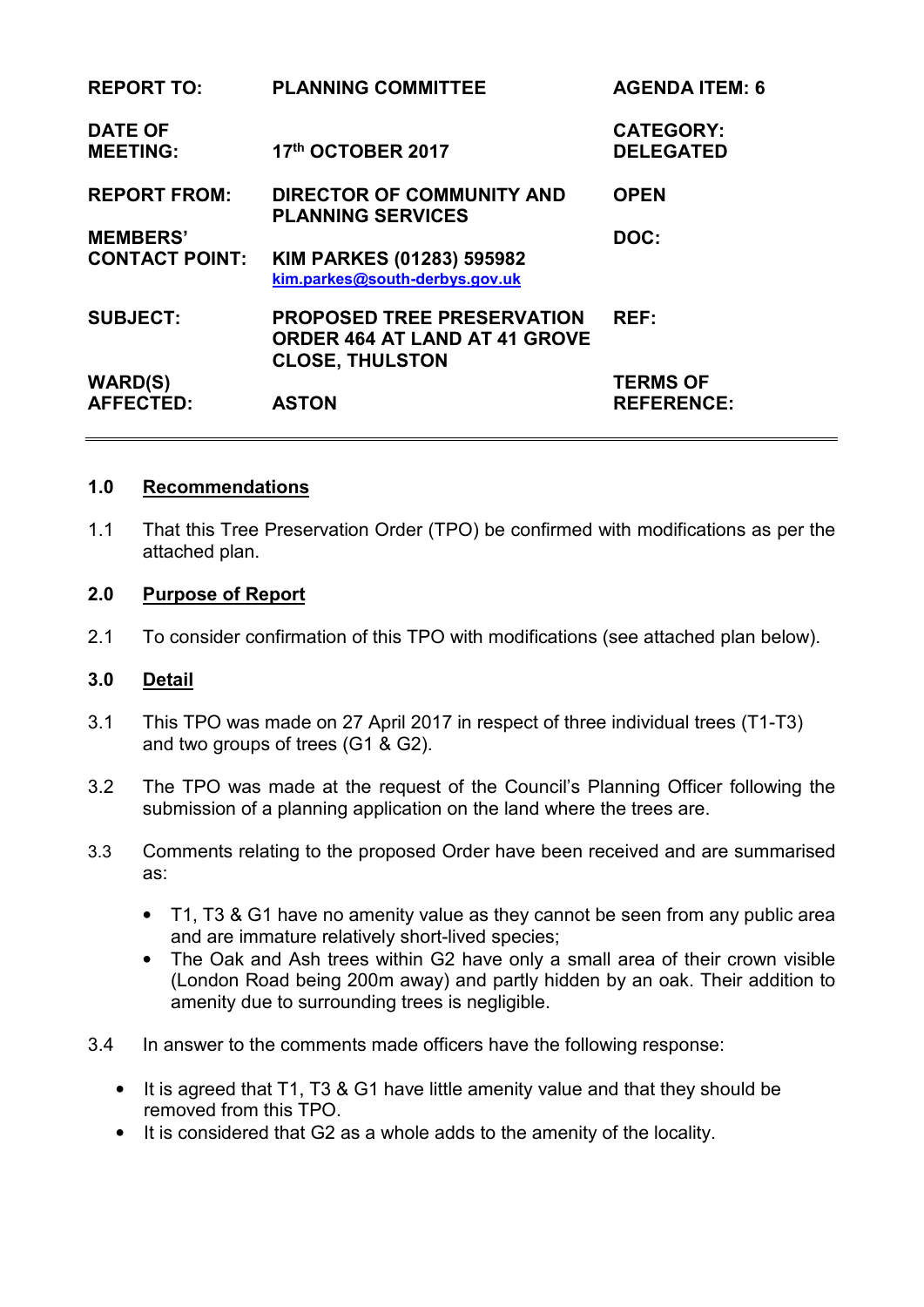| | | |
|---|---|---|
| **REPORT TO:** | **PLANNING COMMITTEE** | **AGENDA ITEM: 6** |
| **DATE OF MEETING:** | **17th OCTOBER 2017** | **CATEGORY: DELEGATED** |
| **REPORT FROM:** | **DIRECTOR OF COMMUNITY AND PLANNING SERVICES** | **OPEN** |
| **MEMBERS' CONTACT POINT:** | **KIM PARKES (01283) 595982** kim.parkes@south-derbys.gov.uk | **DOC:** |
| **SUBJECT:** | **PROPOSED TREE PRESERVATION ORDER 464 AT LAND AT 41 GROVE CLOSE, THULSTON** | **REF:** |
| **WARD(S) AFFECTED:** | **ASTON** | **TERMS OF REFERENCE:** |

## 1.0 Recommendations

1.1 That this Tree Preservation Order (TPO) be confirmed with modifications as per the attached plan.

## 2.0 Purpose of Report

2.1 To consider confirmation of this TPO with modifications (see attached plan below).

## 3.0 Detail

3.1 This TPO was made on 27 April 2017 in respect of three individual trees (T1-T3) and two groups of trees (G1 & G2).

3.2 The TPO was made at the request of the Council's Planning Officer following the submission of a planning application on the land where the trees are.

3.3 Comments relating to the proposed Order have been received and are summarised as:

- T1, T3 & G1 have no amenity value as they cannot be seen from any public area and are immature relatively short-lived species;
- The Oak and Ash trees within G2 have only a small area of their crown visible (London Road being 200m away) and partly hidden by an oak. Their addition to amenity due to surrounding trees is negligible.

3.4 In answer to the comments made officers have the following response:

- It is agreed that T1, T3 & G1 have little amenity value and that they should be removed from this TPO.
- It is considered that G2 as a whole adds to the amenity of the locality.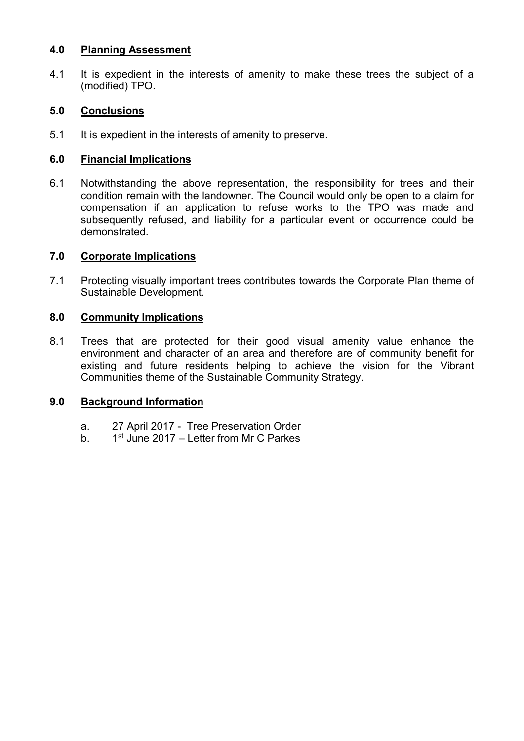## 4.0 Planning Assessment

4.1 It is expedient in the interests of amenity to make these trees the subject of a (modified) TPO.

## 5.0 Conclusions

5.1 It is expedient in the interests of amenity to preserve.

## 6.0 Financial Implications

6.1 Notwithstanding the above representation, the responsibility for trees and their condition remain with the landowner. The Council would only be open to a claim for compensation if an application to refuse works to the TPO was made and subsequently refused, and liability for a particular event or occurrence could be demonstrated.

## 7.0 Corporate Implications

7.1 Protecting visually important trees contributes towards the Corporate Plan theme of Sustainable Development.

## 8.0 Community Implications

8.1 Trees that are protected for their good visual amenity value enhance the environment and character of an area and therefore are of community benefit for existing and future residents helping to achieve the vision for the Vibrant Communities theme of the Sustainable Community Strategy.

## 9.0 Background Information

a. 27 April 2017 - Tree Preservation Order
b. 1st June 2017 – Letter from Mr C Parkes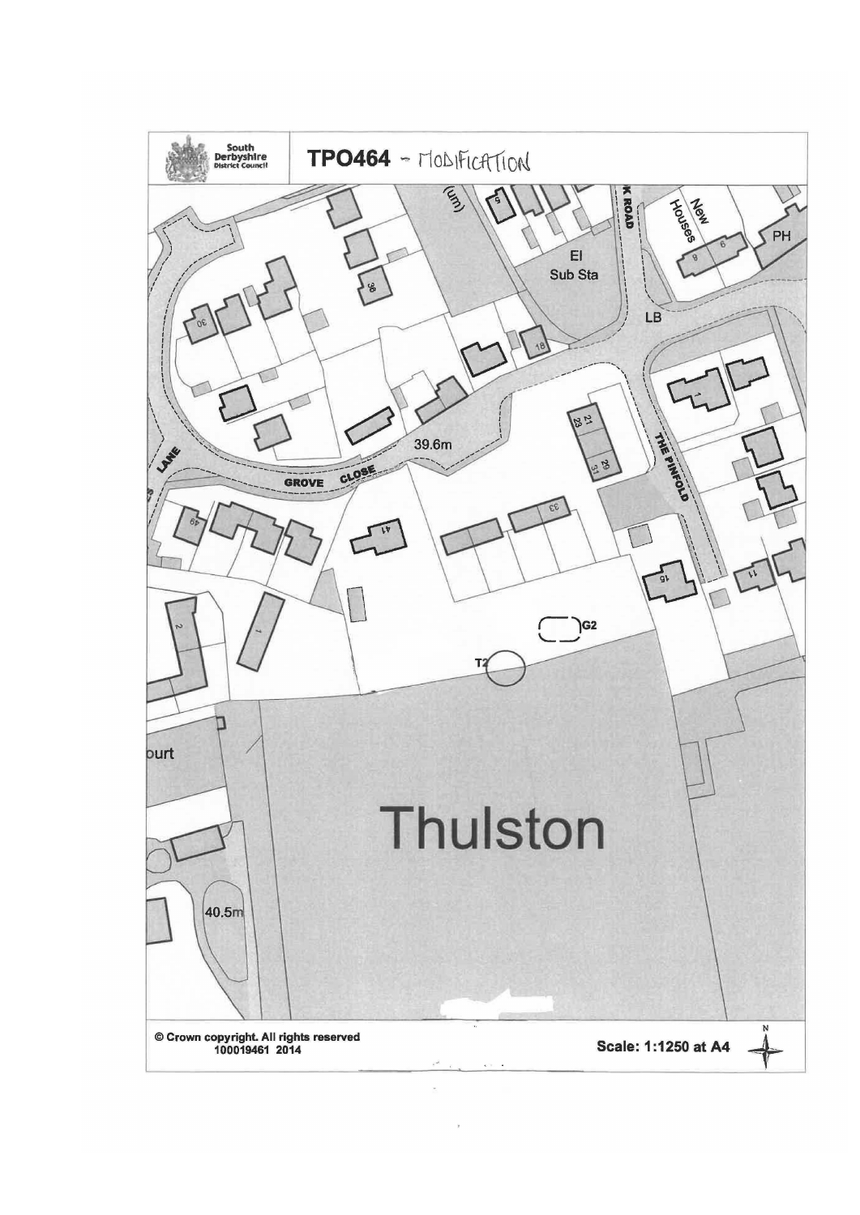South Derbyshire District Council

# TPO464 - MODIFICATION

GROVE CLOSE

THE PINFOLD

K ROAD

LANE

El Sub Sta

LB

PH

New Houses

39.6m

40.5m

G2

T2

Thulston

ourt

© Crown copyright. All rights reserved
100019461 2014

Scale: 1:1250 at A4

N